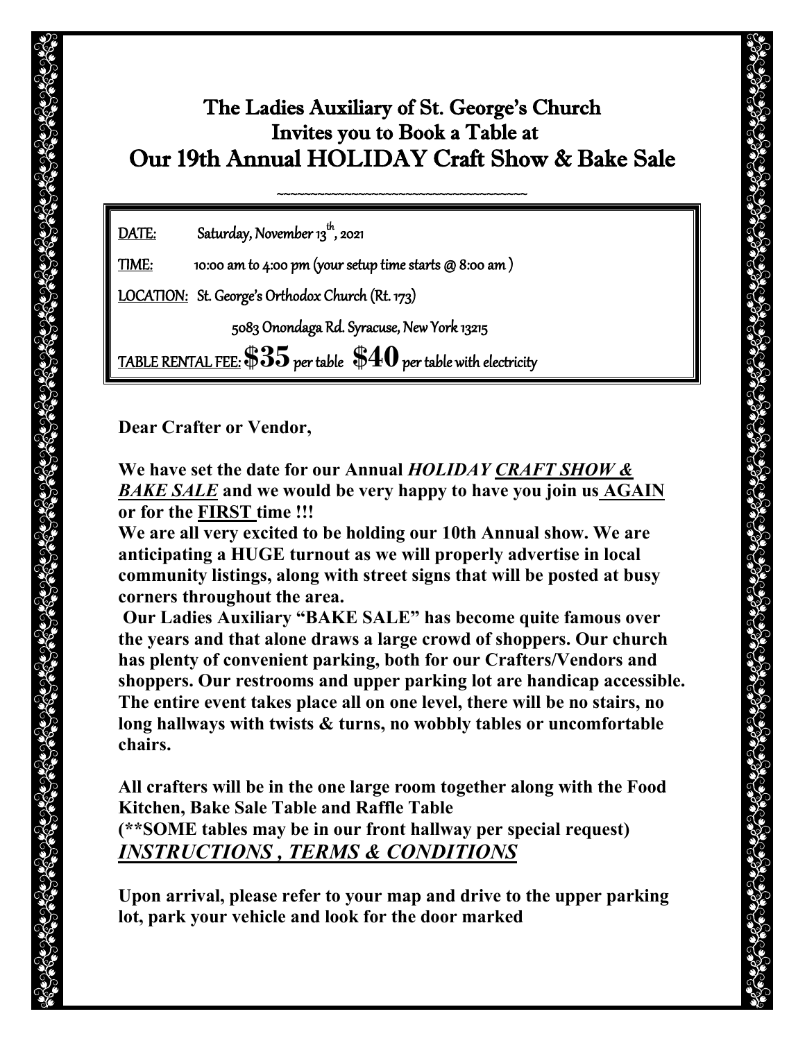# The Ladies Auxiliary of St. George's Church Invites you to Book a Table at Our 19th Annual HOLIDAY Craft Show & Bake Sale

~~~~~~~~~~~~~~~~~~~~~~~~~~~~~~~~~~~~~~~~

<u>DATE:</u> Saturday, November 13th, 2021

<u>TIME:</u> 10:00 am to 4:00 pm (your setup time starts @ 8:00 am )

<u>LOCATION:</u> St. George's Orthodox Church (Rt. 173)

5083 Onondaga Rd. Syracuse, New York 13215

<u>TABLE RENTAL FEE:</u> **$35** per table **$40** per table with electricity

**Dear Crafter or Vendor,**

**We have set the date for our Annual *HOLIDAY <u>CRAFT SHOW & BAKE SALE</u>* and we would be very happy to have you join us <u>AGAIN</u> or for the <u>FIRST</u> time !!!**

**We are all very excited to be holding our 10th Annual show. We are anticipating a HUGE turnout as we will properly advertise in local community listings, along with street signs that will be posted at busy corners throughout the area.**

**Our Ladies Auxiliary "BAKE SALE" has become quite famous over the years and that alone draws a large crowd of shoppers. Our church has plenty of convenient parking, both for our Crafters/Vendors and shoppers. Our restrooms and upper parking lot are handicap accessible. The entire event takes place all on one level, there will be no stairs, no long hallways with twists & turns, no wobbly tables or uncomfortable chairs.**

**All crafters will be in the one large room together along with the Food Kitchen, Bake Sale Table and Raffle Table**

**(**SOME tables may be in our front hallway per special request)**

***<u>INSTRUCTIONS , TERMS & CONDITIONS</u>***

**Upon arrival, please refer to your map and drive to the upper parking lot, park your vehicle and look for the door marked**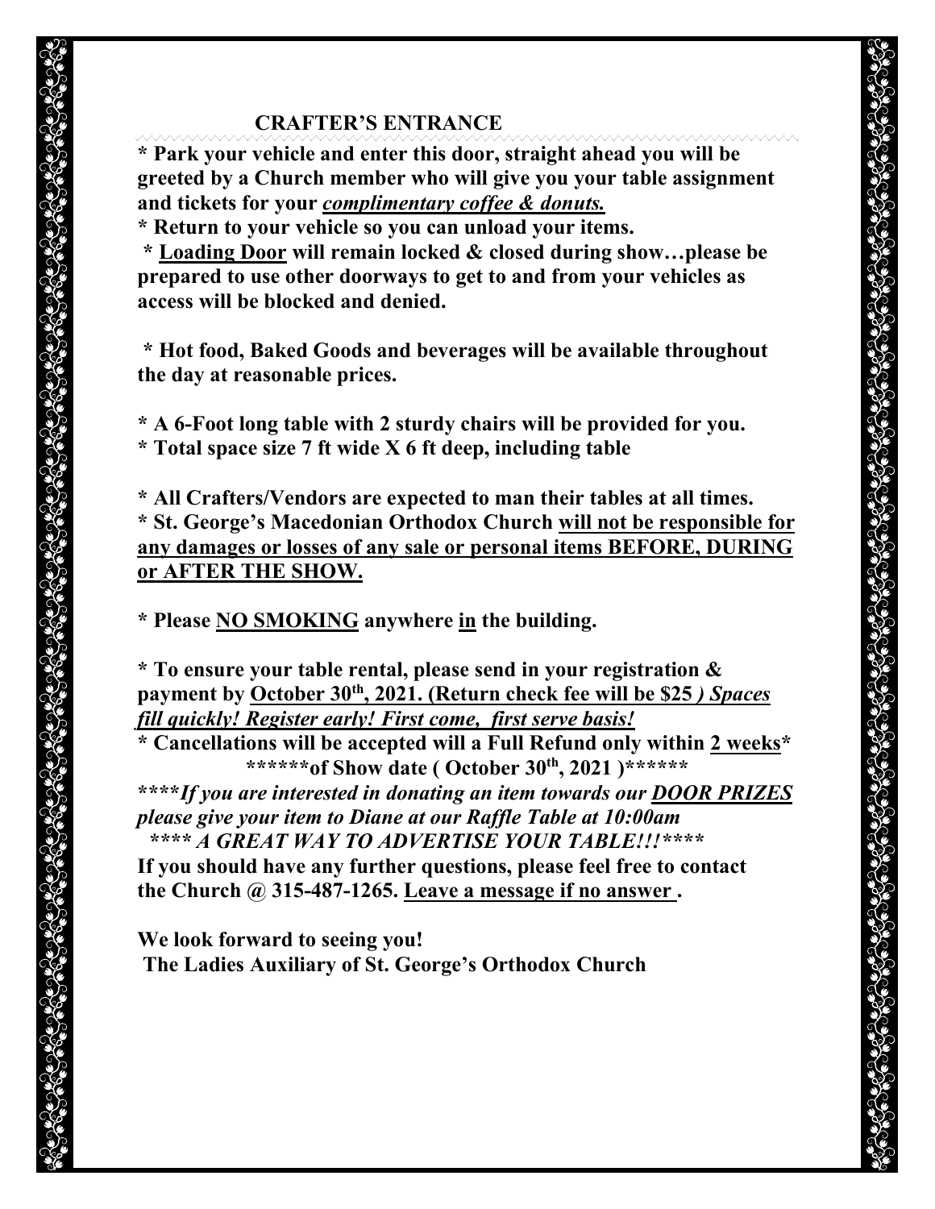## CRAFTER'S ENTRANCE

**\* Park your vehicle and enter this door, straight ahead you will be greeted by a Church member who will give you your table assignment and tickets for your *complimentary coffee & donuts.***

**\* Return to your vehicle so you can unload your items.**

**\* Loading Door will remain locked & closed during show…please be prepared to use other doorways to get to and from your vehicles as access will be blocked and denied.**

**\* Hot food, Baked Goods and beverages will be available throughout the day at reasonable prices.**

**\* A 6-Foot long table with 2 sturdy chairs will be provided for you.**

**\* Total space size 7 ft wide X 6 ft deep, including table**

**\* All Crafters/Vendors are expected to man their tables at all times.**

**\* St. George's Macedonian Orthodox Church will not be responsible for any damages or losses of any sale or personal items BEFORE, DURING or AFTER THE SHOW.**

**\* Please NO SMOKING anywhere in the building.**

**\* To ensure your table rental, please send in your registration & payment by October 30th, 2021. (Return check fee will be $25 *) Spaces fill quickly! Register early! First come, first serve basis!***

**\* Cancellations will be accepted will a Full Refund only within 2 weeks\***
**\*\*\*\*\*\*of Show date ( October 30th, 2021 )\*\*\*\*\*\***

***\*\*\*\*If you are interested in donating an item towards our DOOR PRIZES please give your item to Diane at our Raffle Table at 10:00am***
***\*\*\*\* A GREAT WAY TO ADVERTISE YOUR TABLE!!!\*\*\*\****

**If you should have any further questions, please feel free to contact the Church @ 315-487-1265. Leave a message if no answer .**

**We look forward to seeing you!**
**The Ladies Auxiliary of St. George's Orthodox Church**